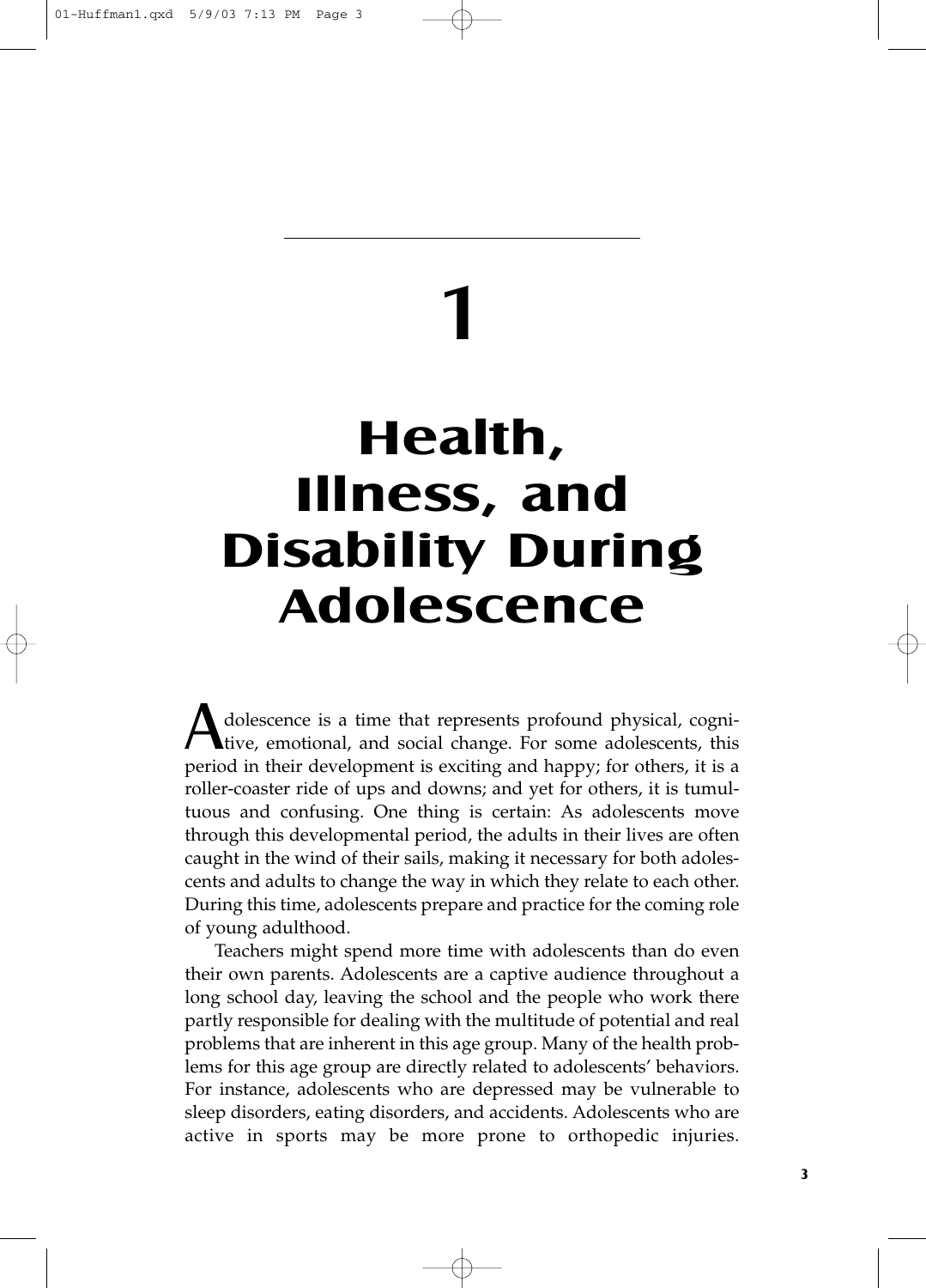# 1

# Health, Illness, and Disability During Adolescence

Adolescence is a time that represents profound physical, cognitive, emotional, and social change. For some adolescents, this period in their development is exciting and happy; for others, it is a roller-coaster ride of ups and downs; and yet for others, it is tumultuous and confusing. One thing is certain: As adolescents move through this developmental period, the adults in their lives are often caught in the wind of their sails, making it necessary for both adolescents and adults to change the way in which they relate to each other. During this time, adolescents prepare and practice for the coming role of young adulthood.

Teachers might spend more time with adolescents than do even their own parents. Adolescents are a captive audience throughout a long school day, leaving the school and the people who work there partly responsible for dealing with the multitude of potential and real problems that are inherent in this age group. Many of the health problems for this age group are directly related to adolescents' behaviors. For instance, adolescents who are depressed may be vulnerable to sleep disorders, eating disorders, and accidents. Adolescents who are active in sports may be more prone to orthopedic injuries.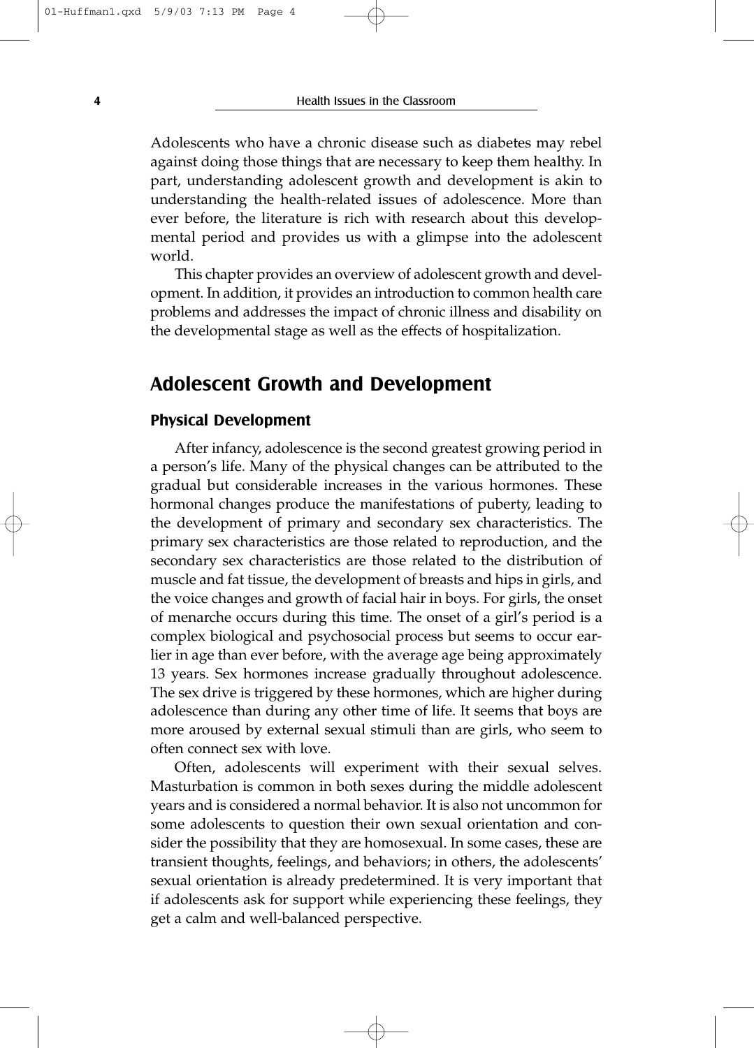Adolescents who have a chronic disease such as diabetes may rebel against doing those things that are necessary to keep them healthy. In part, understanding adolescent growth and development is akin to understanding the health-related issues of adolescence. More than ever before, the literature is rich with research about this developmental period and provides us with a glimpse into the adolescent world.

This chapter provides an overview of adolescent growth and development. In addition, it provides an introduction to common health care problems and addresses the impact of chronic illness and disability on the developmental stage as well as the effects of hospitalization.

## Adolescent Growth and Development

### Physical Development

After infancy, adolescence is the second greatest growing period in a person's life. Many of the physical changes can be attributed to the gradual but considerable increases in the various hormones. These hormonal changes produce the manifestations of puberty, leading to the development of primary and secondary sex characteristics. The primary sex characteristics are those related to reproduction, and the secondary sex characteristics are those related to the distribution of muscle and fat tissue, the development of breasts and hips in girls, and the voice changes and growth of facial hair in boys. For girls, the onset of menarche occurs during this time. The onset of a girl's period is a complex biological and psychosocial process but seems to occur earlier in age than ever before, with the average age being approximately 13 years. Sex hormones increase gradually throughout adolescence. The sex drive is triggered by these hormones, which are higher during adolescence than during any other time of life. It seems that boys are more aroused by external sexual stimuli than are girls, who seem to often connect sex with love.

Often, adolescents will experiment with their sexual selves. Masturbation is common in both sexes during the middle adolescent years and is considered a normal behavior. It is also not uncommon for some adolescents to question their own sexual orientation and consider the possibility that they are homosexual. In some cases, these are transient thoughts, feelings, and behaviors; in others, the adolescents' sexual orientation is already predetermined. It is very important that if adolescents ask for support while experiencing these feelings, they get a calm and well-balanced perspective.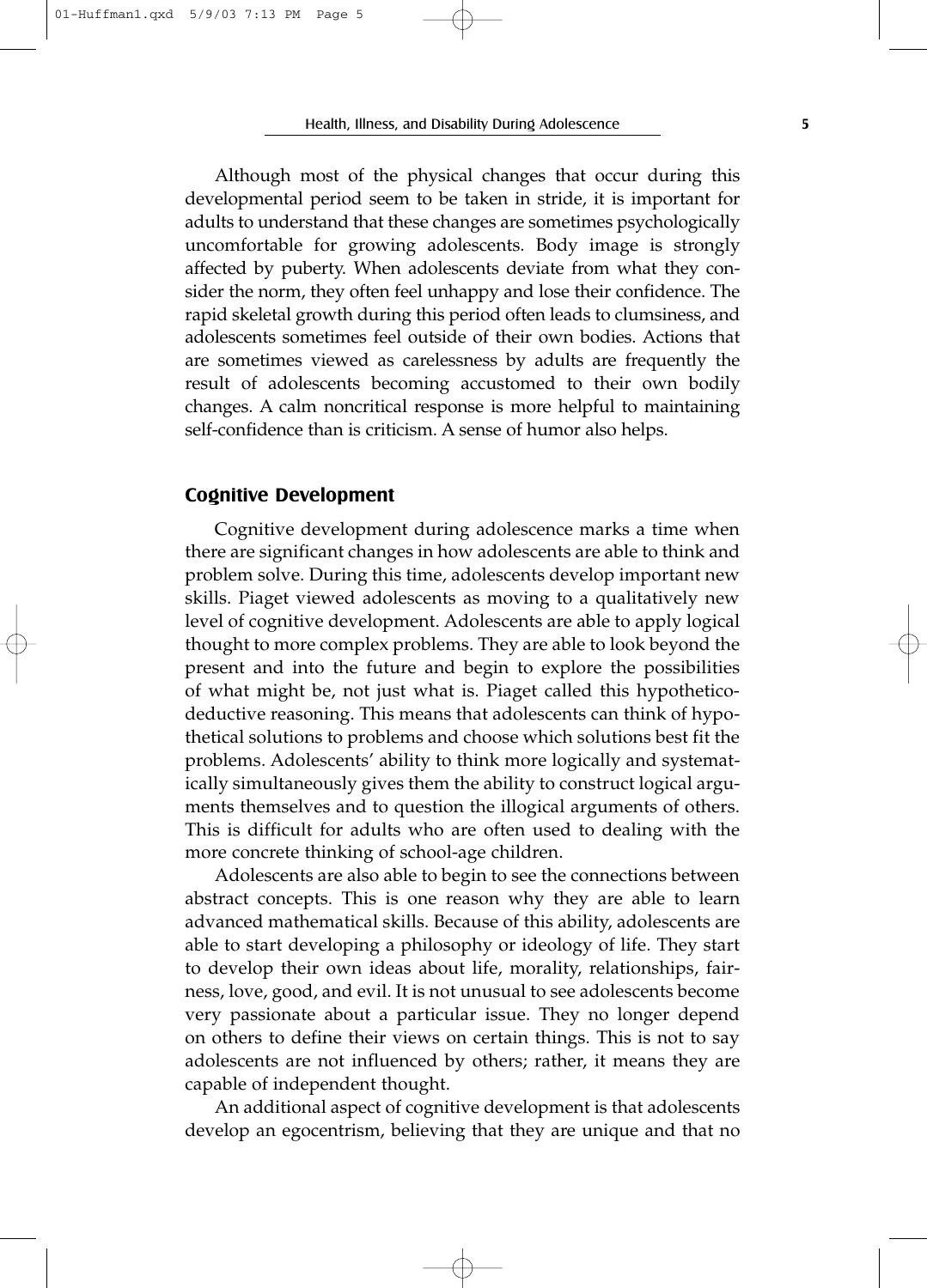Although most of the physical changes that occur during this developmental period seem to be taken in stride, it is important for adults to understand that these changes are sometimes psychologically uncomfortable for growing adolescents. Body image is strongly affected by puberty. When adolescents deviate from what they consider the norm, they often feel unhappy and lose their confidence. The rapid skeletal growth during this period often leads to clumsiness, and adolescents sometimes feel outside of their own bodies. Actions that are sometimes viewed as carelessness by adults are frequently the result of adolescents becoming accustomed to their own bodily changes. A calm noncritical response is more helpful to maintaining self-confidence than is criticism. A sense of humor also helps.

## Cognitive Development

Cognitive development during adolescence marks a time when there are significant changes in how adolescents are able to think and problem solve. During this time, adolescents develop important new skills. Piaget viewed adolescents as moving to a qualitatively new level of cognitive development. Adolescents are able to apply logical thought to more complex problems. They are able to look beyond the present and into the future and begin to explore the possibilities of what might be, not just what is. Piaget called this hypothetico-deductive reasoning. This means that adolescents can think of hypothetical solutions to problems and choose which solutions best fit the problems. Adolescents' ability to think more logically and systematically simultaneously gives them the ability to construct logical arguments themselves and to question the illogical arguments of others. This is difficult for adults who are often used to dealing with the more concrete thinking of school-age children.

Adolescents are also able to begin to see the connections between abstract concepts. This is one reason why they are able to learn advanced mathematical skills. Because of this ability, adolescents are able to start developing a philosophy or ideology of life. They start to develop their own ideas about life, morality, relationships, fairness, love, good, and evil. It is not unusual to see adolescents become very passionate about a particular issue. They no longer depend on others to define their views on certain things. This is not to say adolescents are not influenced by others; rather, it means they are capable of independent thought.

An additional aspect of cognitive development is that adolescents develop an egocentrism, believing that they are unique and that no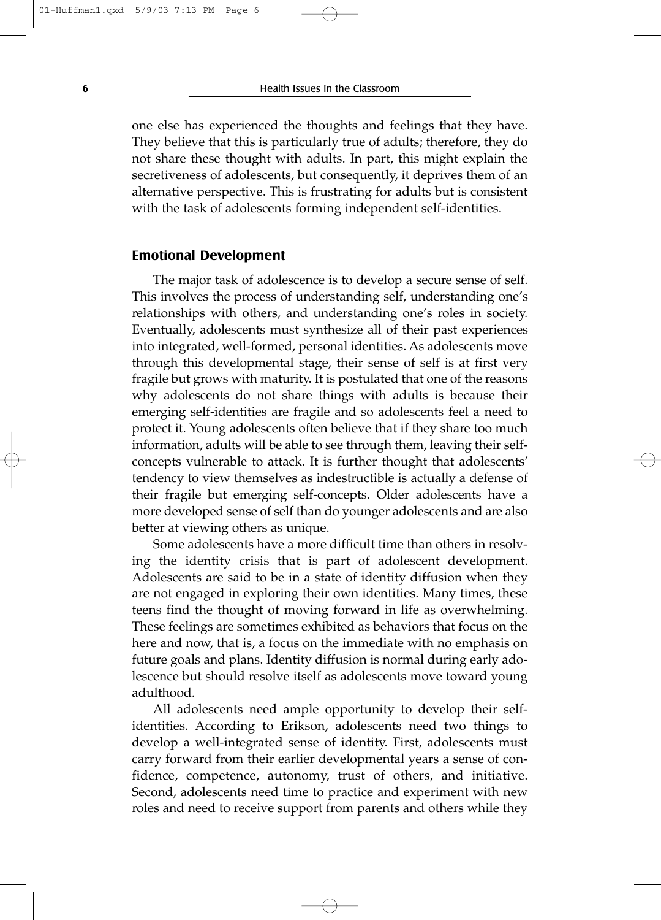one else has experienced the thoughts and feelings that they have. They believe that this is particularly true of adults; therefore, they do not share these thought with adults. In part, this might explain the secretiveness of adolescents, but consequently, it deprives them of an alternative perspective. This is frustrating for adults but is consistent with the task of adolescents forming independent self-identities.

### Emotional Development

The major task of adolescence is to develop a secure sense of self. This involves the process of understanding self, understanding one's relationships with others, and understanding one's roles in society. Eventually, adolescents must synthesize all of their past experiences into integrated, well-formed, personal identities. As adolescents move through this developmental stage, their sense of self is at first very fragile but grows with maturity. It is postulated that one of the reasons why adolescents do not share things with adults is because their emerging self-identities are fragile and so adolescents feel a need to protect it. Young adolescents often believe that if they share too much information, adults will be able to see through them, leaving their self-concepts vulnerable to attack. It is further thought that adolescents' tendency to view themselves as indestructible is actually a defense of their fragile but emerging self-concepts. Older adolescents have a more developed sense of self than do younger adolescents and are also better at viewing others as unique.

Some adolescents have a more difficult time than others in resolving the identity crisis that is part of adolescent development. Adolescents are said to be in a state of identity diffusion when they are not engaged in exploring their own identities. Many times, these teens find the thought of moving forward in life as overwhelming. These feelings are sometimes exhibited as behaviors that focus on the here and now, that is, a focus on the immediate with no emphasis on future goals and plans. Identity diffusion is normal during early adolescence but should resolve itself as adolescents move toward young adulthood.

All adolescents need ample opportunity to develop their self-identities. According to Erikson, adolescents need two things to develop a well-integrated sense of identity. First, adolescents must carry forward from their earlier developmental years a sense of confidence, competence, autonomy, trust of others, and initiative. Second, adolescents need time to practice and experiment with new roles and need to receive support from parents and others while they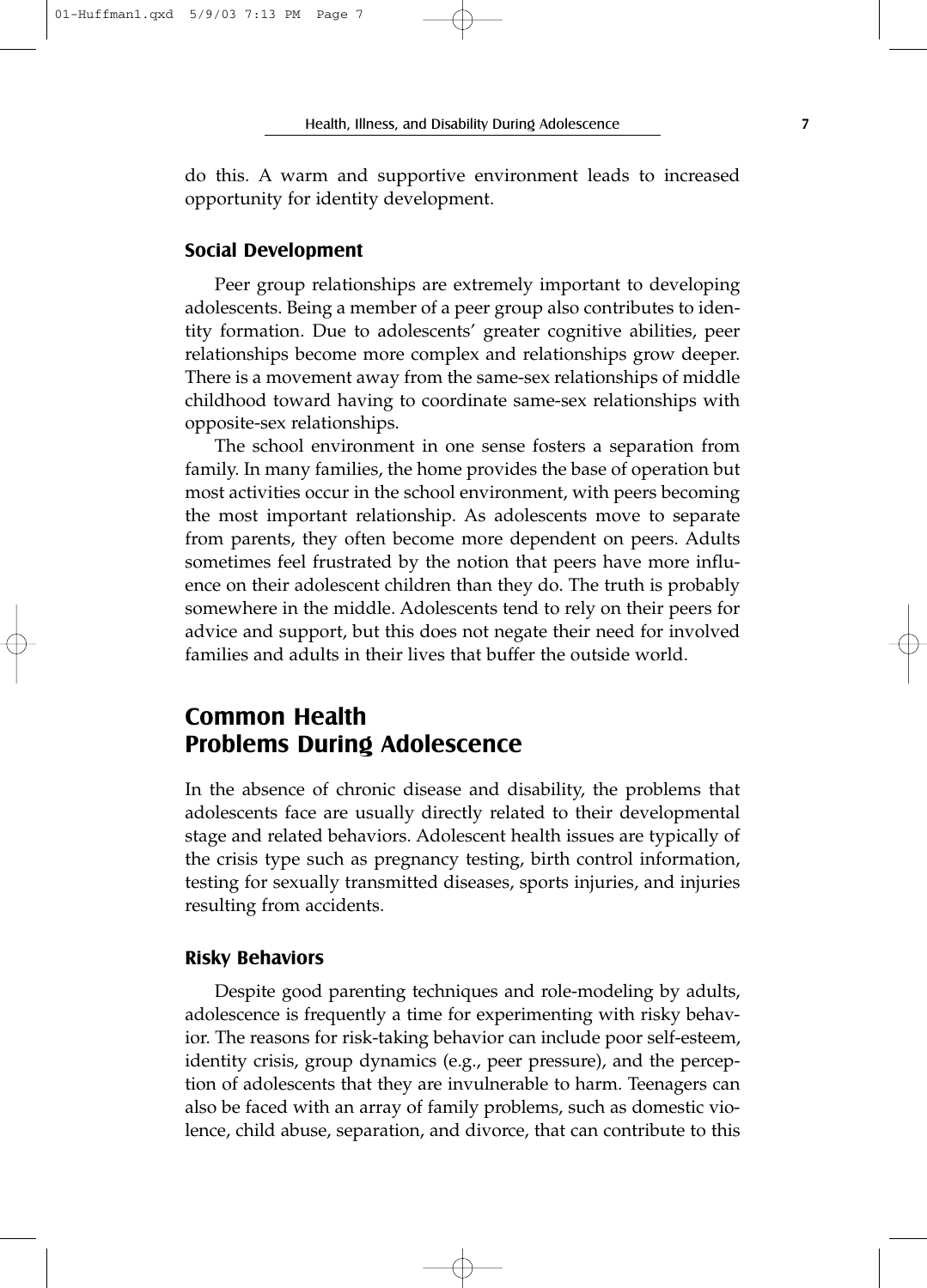do this. A warm and supportive environment leads to increased opportunity for identity development.

### Social Development

Peer group relationships are extremely important to developing adolescents. Being a member of a peer group also contributes to identity formation. Due to adolescents' greater cognitive abilities, peer relationships become more complex and relationships grow deeper. There is a movement away from the same-sex relationships of middle childhood toward having to coordinate same-sex relationships with opposite-sex relationships.

The school environment in one sense fosters a separation from family. In many families, the home provides the base of operation but most activities occur in the school environment, with peers becoming the most important relationship. As adolescents move to separate from parents, they often become more dependent on peers. Adults sometimes feel frustrated by the notion that peers have more influence on their adolescent children than they do. The truth is probably somewhere in the middle. Adolescents tend to rely on their peers for advice and support, but this does not negate their need for involved families and adults in their lives that buffer the outside world.

## Common Health Problems During Adolescence

In the absence of chronic disease and disability, the problems that adolescents face are usually directly related to their developmental stage and related behaviors. Adolescent health issues are typically of the crisis type such as pregnancy testing, birth control information, testing for sexually transmitted diseases, sports injuries, and injuries resulting from accidents.

### Risky Behaviors

Despite good parenting techniques and role-modeling by adults, adolescence is frequently a time for experimenting with risky behavior. The reasons for risk-taking behavior can include poor self-esteem, identity crisis, group dynamics (e.g., peer pressure), and the perception of adolescents that they are invulnerable to harm. Teenagers can also be faced with an array of family problems, such as domestic violence, child abuse, separation, and divorce, that can contribute to this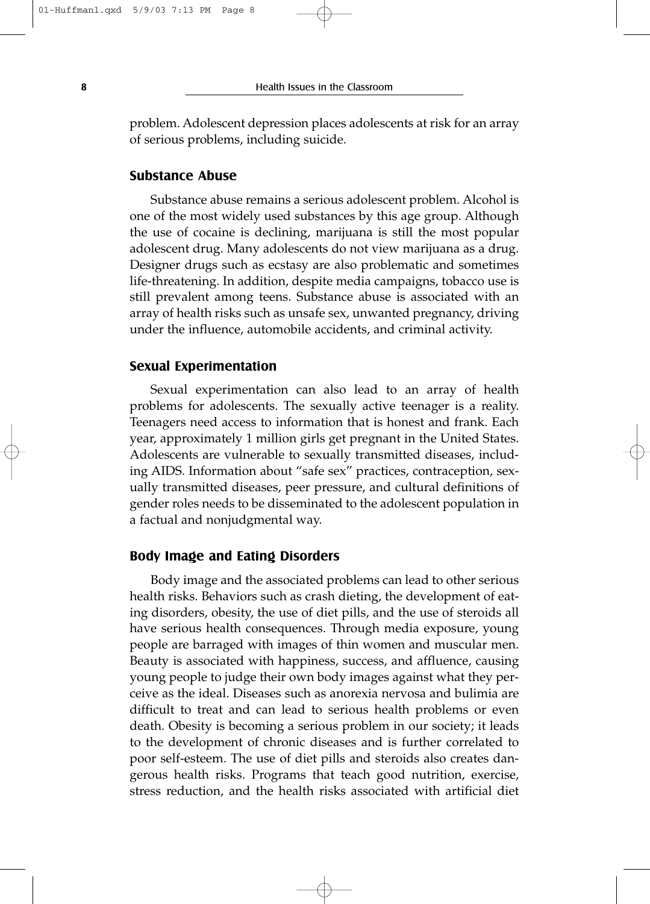problem. Adolescent depression places adolescents at risk for an array of serious problems, including suicide.

### Substance Abuse

Substance abuse remains a serious adolescent problem. Alcohol is one of the most widely used substances by this age group. Although the use of cocaine is declining, marijuana is still the most popular adolescent drug. Many adolescents do not view marijuana as a drug. Designer drugs such as ecstasy are also problematic and sometimes life-threatening. In addition, despite media campaigns, tobacco use is still prevalent among teens. Substance abuse is associated with an array of health risks such as unsafe sex, unwanted pregnancy, driving under the influence, automobile accidents, and criminal activity.

### Sexual Experimentation

Sexual experimentation can also lead to an array of health problems for adolescents. The sexually active teenager is a reality. Teenagers need access to information that is honest and frank. Each year, approximately 1 million girls get pregnant in the United States. Adolescents are vulnerable to sexually transmitted diseases, including AIDS. Information about "safe sex" practices, contraception, sexually transmitted diseases, peer pressure, and cultural definitions of gender roles needs to be disseminated to the adolescent population in a factual and nonjudgmental way.

### Body Image and Eating Disorders

Body image and the associated problems can lead to other serious health risks. Behaviors such as crash dieting, the development of eating disorders, obesity, the use of diet pills, and the use of steroids all have serious health consequences. Through media exposure, young people are barraged with images of thin women and muscular men. Beauty is associated with happiness, success, and affluence, causing young people to judge their own body images against what they perceive as the ideal. Diseases such as anorexia nervosa and bulimia are difficult to treat and can lead to serious health problems or even death. Obesity is becoming a serious problem in our society; it leads to the development of chronic diseases and is further correlated to poor self-esteem. The use of diet pills and steroids also creates dangerous health risks. Programs that teach good nutrition, exercise, stress reduction, and the health risks associated with artificial diet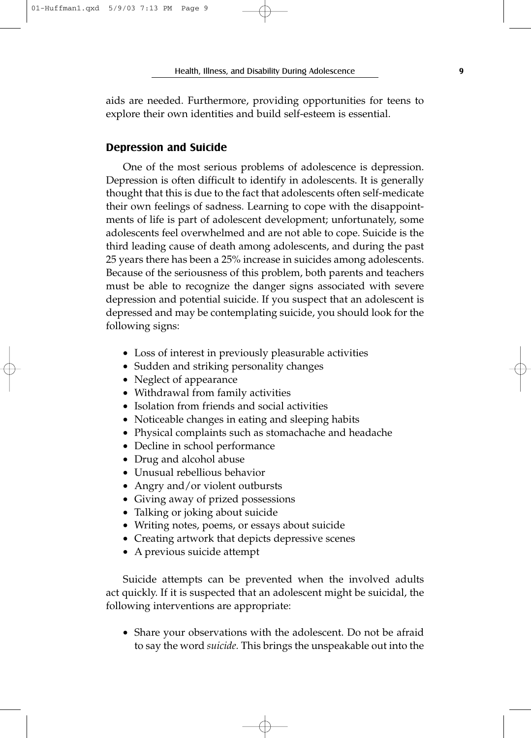aids are needed. Furthermore, providing opportunities for teens to explore their own identities and build self-esteem is essential.

## Depression and Suicide

One of the most serious problems of adolescence is depression. Depression is often difficult to identify in adolescents. It is generally thought that this is due to the fact that adolescents often self-medicate their own feelings of sadness. Learning to cope with the disappointments of life is part of adolescent development; unfortunately, some adolescents feel overwhelmed and are not able to cope. Suicide is the third leading cause of death among adolescents, and during the past 25 years there has been a 25% increase in suicides among adolescents. Because of the seriousness of this problem, both parents and teachers must be able to recognize the danger signs associated with severe depression and potential suicide. If you suspect that an adolescent is depressed and may be contemplating suicide, you should look for the following signs:

- Loss of interest in previously pleasurable activities
- Sudden and striking personality changes
- Neglect of appearance
- Withdrawal from family activities
- Isolation from friends and social activities
- Noticeable changes in eating and sleeping habits
- Physical complaints such as stomachache and headache
- Decline in school performance
- Drug and alcohol abuse
- Unusual rebellious behavior
- Angry and/or violent outbursts
- Giving away of prized possessions
- Talking or joking about suicide
- Writing notes, poems, or essays about suicide
- Creating artwork that depicts depressive scenes
- A previous suicide attempt

Suicide attempts can be prevented when the involved adults act quickly. If it is suspected that an adolescent might be suicidal, the following interventions are appropriate:

- Share your observations with the adolescent. Do not be afraid to say the word *suicide.* This brings the unspeakable out into the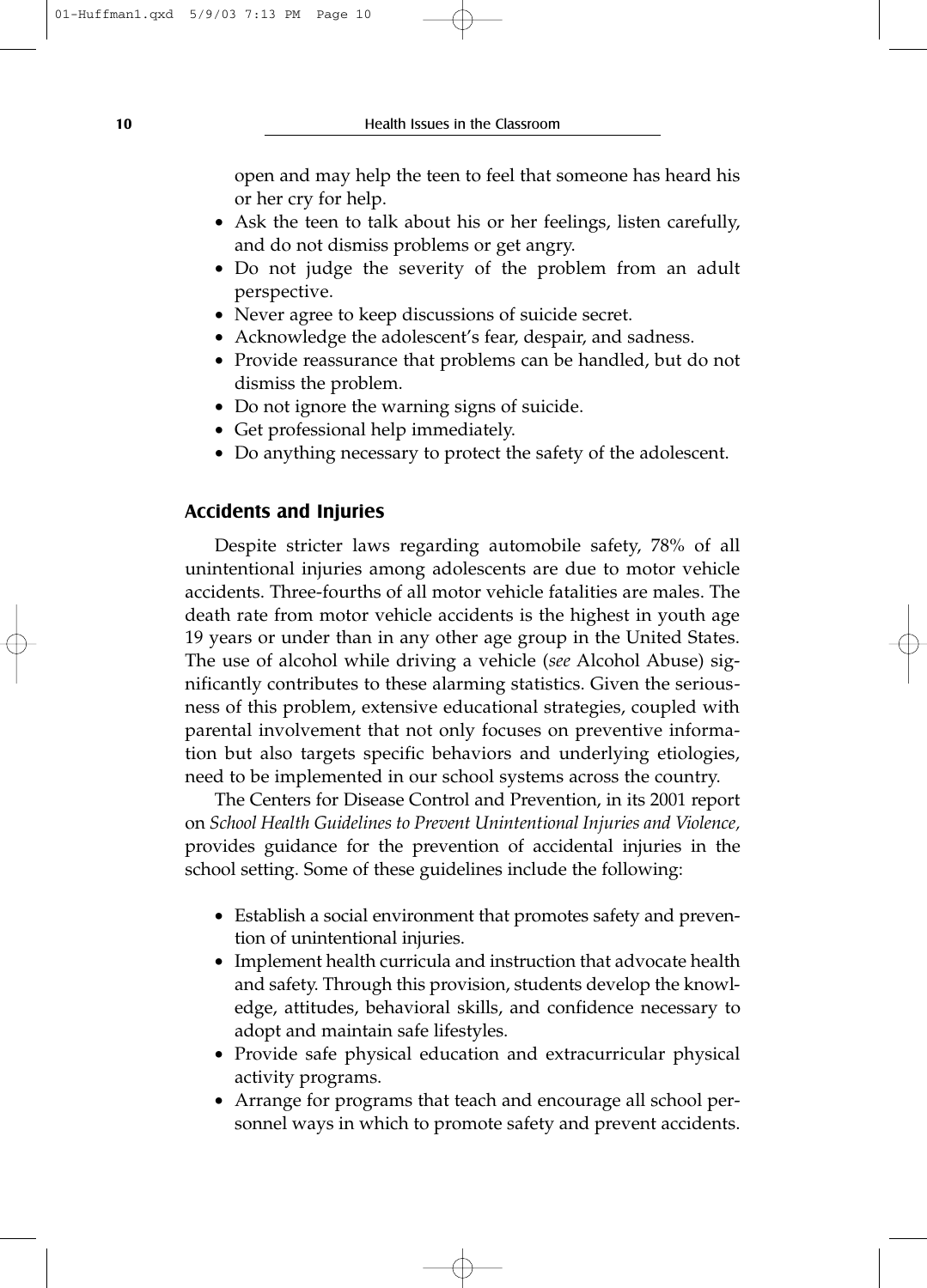open and may help the teen to feel that someone has heard his or her cry for help.

- Ask the teen to talk about his or her feelings, listen carefully, and do not dismiss problems or get angry.
- Do not judge the severity of the problem from an adult perspective.
- Never agree to keep discussions of suicide secret.
- Acknowledge the adolescent's fear, despair, and sadness.
- Provide reassurance that problems can be handled, but do not dismiss the problem.
- Do not ignore the warning signs of suicide.
- Get professional help immediately.
- Do anything necessary to protect the safety of the adolescent.

### Accidents and Injuries

Despite stricter laws regarding automobile safety, 78% of all unintentional injuries among adolescents are due to motor vehicle accidents. Three-fourths of all motor vehicle fatalities are males. The death rate from motor vehicle accidents is the highest in youth age 19 years or under than in any other age group in the United States. The use of alcohol while driving a vehicle (*see* Alcohol Abuse) significantly contributes to these alarming statistics. Given the seriousness of this problem, extensive educational strategies, coupled with parental involvement that not only focuses on preventive information but also targets specific behaviors and underlying etiologies, need to be implemented in our school systems across the country.

The Centers for Disease Control and Prevention, in its 2001 report on *School Health Guidelines to Prevent Unintentional Injuries and Violence,* provides guidance for the prevention of accidental injuries in the school setting. Some of these guidelines include the following:

- Establish a social environment that promotes safety and prevention of unintentional injuries.
- Implement health curricula and instruction that advocate health and safety. Through this provision, students develop the knowledge, attitudes, behavioral skills, and confidence necessary to adopt and maintain safe lifestyles.
- Provide safe physical education and extracurricular physical activity programs.
- Arrange for programs that teach and encourage all school personnel ways in which to promote safety and prevent accidents.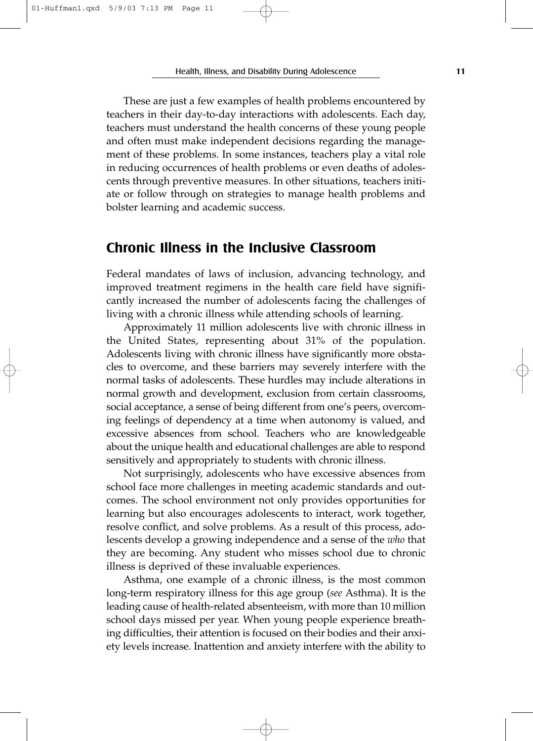These are just a few examples of health problems encountered by teachers in their day-to-day interactions with adolescents. Each day, teachers must understand the health concerns of these young people and often must make independent decisions regarding the management of these problems. In some instances, teachers play a vital role in reducing occurrences of health problems or even deaths of adolescents through preventive measures. In other situations, teachers initiate or follow through on strategies to manage health problems and bolster learning and academic success.

## Chronic Illness in the Inclusive Classroom

Federal mandates of laws of inclusion, advancing technology, and improved treatment regimens in the health care field have significantly increased the number of adolescents facing the challenges of living with a chronic illness while attending schools of learning.

Approximately 11 million adolescents live with chronic illness in the United States, representing about 31% of the population. Adolescents living with chronic illness have significantly more obstacles to overcome, and these barriers may severely interfere with the normal tasks of adolescents. These hurdles may include alterations in normal growth and development, exclusion from certain classrooms, social acceptance, a sense of being different from one's peers, overcoming feelings of dependency at a time when autonomy is valued, and excessive absences from school. Teachers who are knowledgeable about the unique health and educational challenges are able to respond sensitively and appropriately to students with chronic illness.

Not surprisingly, adolescents who have excessive absences from school face more challenges in meeting academic standards and outcomes. The school environment not only provides opportunities for learning but also encourages adolescents to interact, work together, resolve conflict, and solve problems. As a result of this process, adolescents develop a growing independence and a sense of the *who* that they are becoming. Any student who misses school due to chronic illness is deprived of these invaluable experiences.

Asthma, one example of a chronic illness, is the most common long-term respiratory illness for this age group (*see* Asthma). It is the leading cause of health-related absenteeism, with more than 10 million school days missed per year. When young people experience breathing difficulties, their attention is focused on their bodies and their anxiety levels increase. Inattention and anxiety interfere with the ability to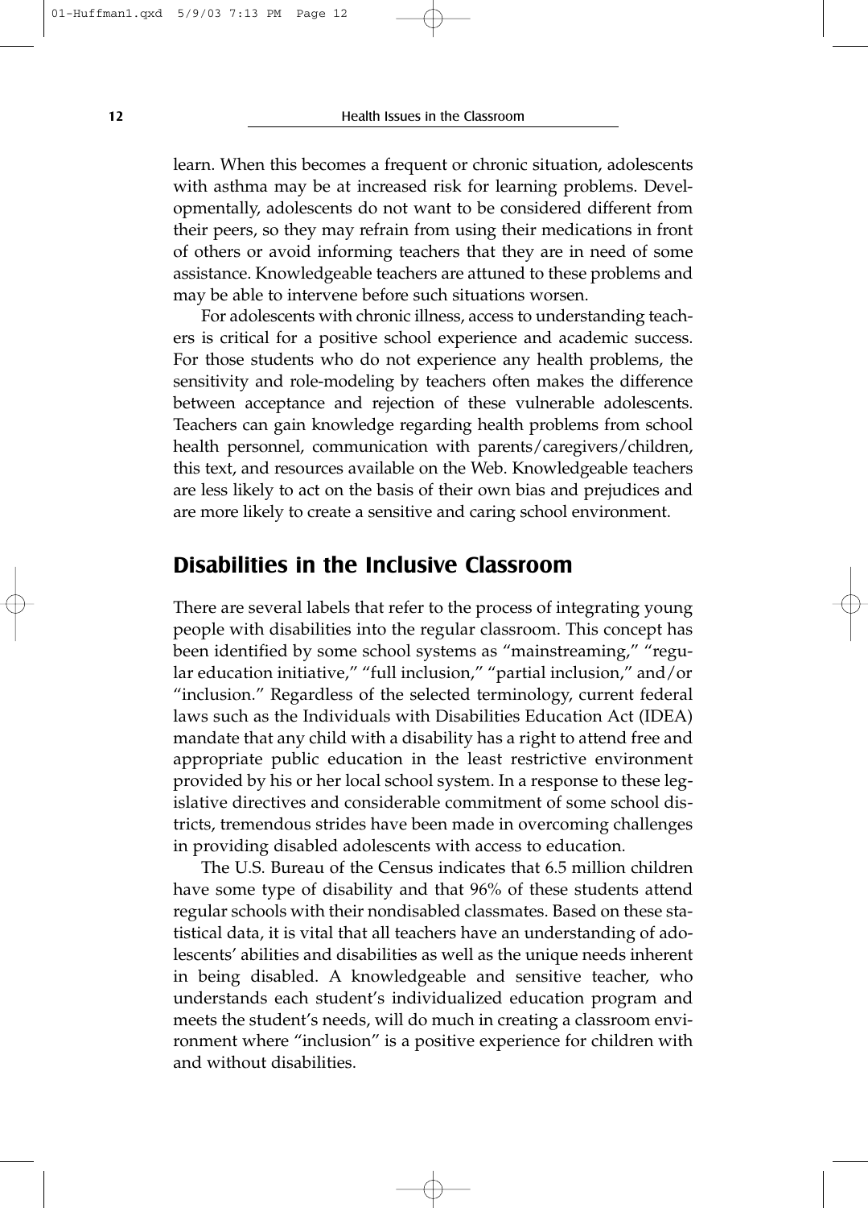learn. When this becomes a frequent or chronic situation, adolescents with asthma may be at increased risk for learning problems. Developmentally, adolescents do not want to be considered different from their peers, so they may refrain from using their medications in front of others or avoid informing teachers that they are in need of some assistance. Knowledgeable teachers are attuned to these problems and may be able to intervene before such situations worsen.

For adolescents with chronic illness, access to understanding teachers is critical for a positive school experience and academic success. For those students who do not experience any health problems, the sensitivity and role-modeling by teachers often makes the difference between acceptance and rejection of these vulnerable adolescents. Teachers can gain knowledge regarding health problems from school health personnel, communication with parents/caregivers/children, this text, and resources available on the Web. Knowledgeable teachers are less likely to act on the basis of their own bias and prejudices and are more likely to create a sensitive and caring school environment.

## Disabilities in the Inclusive Classroom

There are several labels that refer to the process of integrating young people with disabilities into the regular classroom. This concept has been identified by some school systems as "mainstreaming," "regular education initiative," "full inclusion," "partial inclusion," and/or "inclusion." Regardless of the selected terminology, current federal laws such as the Individuals with Disabilities Education Act (IDEA) mandate that any child with a disability has a right to attend free and appropriate public education in the least restrictive environment provided by his or her local school system. In a response to these legislative directives and considerable commitment of some school districts, tremendous strides have been made in overcoming challenges in providing disabled adolescents with access to education.

The U.S. Bureau of the Census indicates that 6.5 million children have some type of disability and that 96% of these students attend regular schools with their nondisabled classmates. Based on these statistical data, it is vital that all teachers have an understanding of adolescents' abilities and disabilities as well as the unique needs inherent in being disabled. A knowledgeable and sensitive teacher, who understands each student's individualized education program and meets the student's needs, will do much in creating a classroom environment where "inclusion" is a positive experience for children with and without disabilities.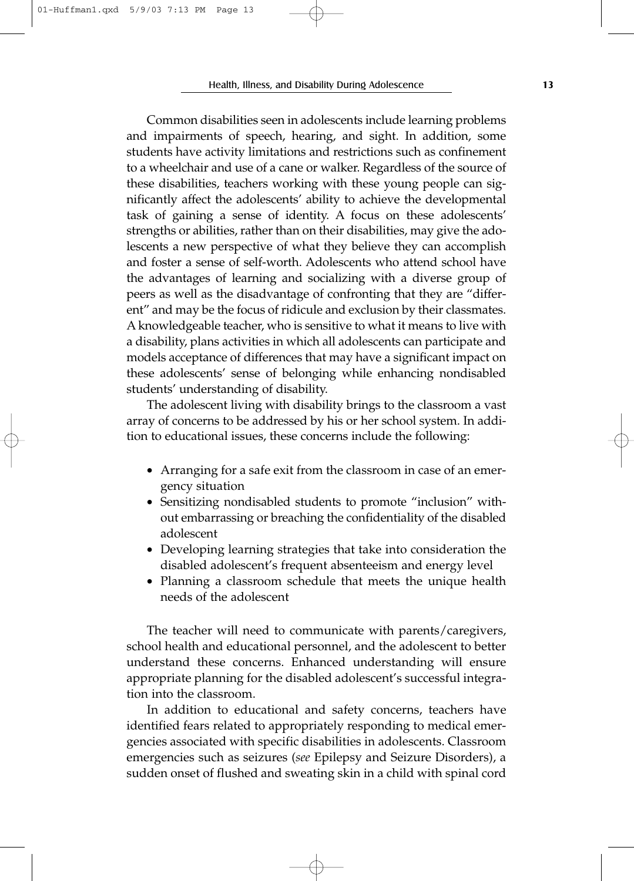Common disabilities seen in adolescents include learning problems and impairments of speech, hearing, and sight. In addition, some students have activity limitations and restrictions such as confinement to a wheelchair and use of a cane or walker. Regardless of the source of these disabilities, teachers working with these young people can significantly affect the adolescents' ability to achieve the developmental task of gaining a sense of identity. A focus on these adolescents' strengths or abilities, rather than on their disabilities, may give the adolescents a new perspective of what they believe they can accomplish and foster a sense of self-worth. Adolescents who attend school have the advantages of learning and socializing with a diverse group of peers as well as the disadvantage of confronting that they are "different" and may be the focus of ridicule and exclusion by their classmates. A knowledgeable teacher, who is sensitive to what it means to live with a disability, plans activities in which all adolescents can participate and models acceptance of differences that may have a significant impact on these adolescents' sense of belonging while enhancing nondisabled students' understanding of disability.

The adolescent living with disability brings to the classroom a vast array of concerns to be addressed by his or her school system. In addition to educational issues, these concerns include the following:

- Arranging for a safe exit from the classroom in case of an emergency situation
- Sensitizing nondisabled students to promote "inclusion" without embarrassing or breaching the confidentiality of the disabled adolescent
- Developing learning strategies that take into consideration the disabled adolescent's frequent absenteeism and energy level
- Planning a classroom schedule that meets the unique health needs of the adolescent

The teacher will need to communicate with parents/caregivers, school health and educational personnel, and the adolescent to better understand these concerns. Enhanced understanding will ensure appropriate planning for the disabled adolescent's successful integration into the classroom.

In addition to educational and safety concerns, teachers have identified fears related to appropriately responding to medical emergencies associated with specific disabilities in adolescents. Classroom emergencies such as seizures (*see* Epilepsy and Seizure Disorders), a sudden onset of flushed and sweating skin in a child with spinal cord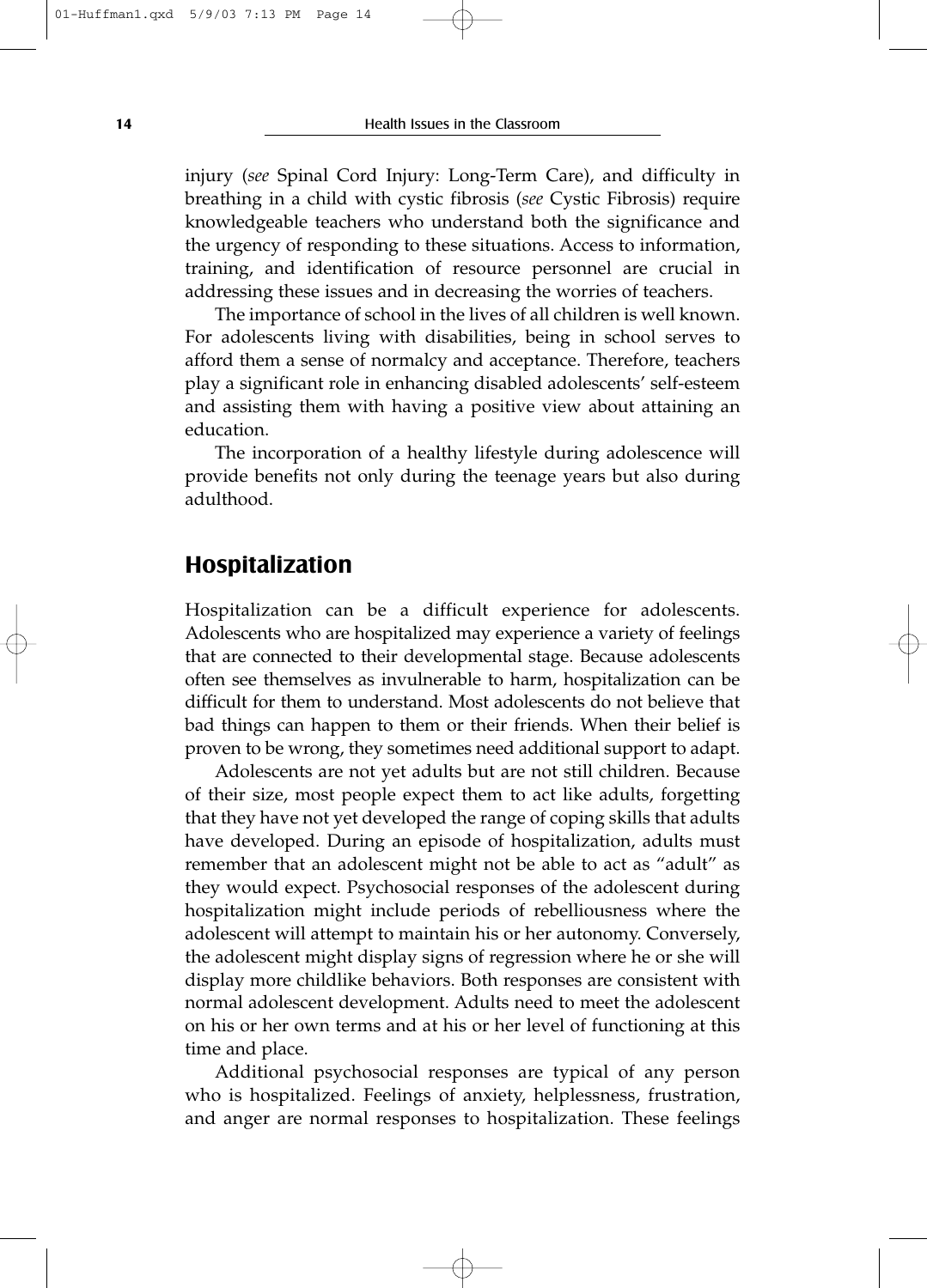injury (*see* Spinal Cord Injury: Long-Term Care), and difficulty in breathing in a child with cystic fibrosis (*see* Cystic Fibrosis) require knowledgeable teachers who understand both the significance and the urgency of responding to these situations. Access to information, training, and identification of resource personnel are crucial in addressing these issues and in decreasing the worries of teachers.

The importance of school in the lives of all children is well known. For adolescents living with disabilities, being in school serves to afford them a sense of normalcy and acceptance. Therefore, teachers play a significant role in enhancing disabled adolescents' self-esteem and assisting them with having a positive view about attaining an education.

The incorporation of a healthy lifestyle during adolescence will provide benefits not only during the teenage years but also during adulthood.

## Hospitalization

Hospitalization can be a difficult experience for adolescents. Adolescents who are hospitalized may experience a variety of feelings that are connected to their developmental stage. Because adolescents often see themselves as invulnerable to harm, hospitalization can be difficult for them to understand. Most adolescents do not believe that bad things can happen to them or their friends. When their belief is proven to be wrong, they sometimes need additional support to adapt.

Adolescents are not yet adults but are not still children. Because of their size, most people expect them to act like adults, forgetting that they have not yet developed the range of coping skills that adults have developed. During an episode of hospitalization, adults must remember that an adolescent might not be able to act as "adult" as they would expect. Psychosocial responses of the adolescent during hospitalization might include periods of rebelliousness where the adolescent will attempt to maintain his or her autonomy. Conversely, the adolescent might display signs of regression where he or she will display more childlike behaviors. Both responses are consistent with normal adolescent development. Adults need to meet the adolescent on his or her own terms and at his or her level of functioning at this time and place.

Additional psychosocial responses are typical of any person who is hospitalized. Feelings of anxiety, helplessness, frustration, and anger are normal responses to hospitalization. These feelings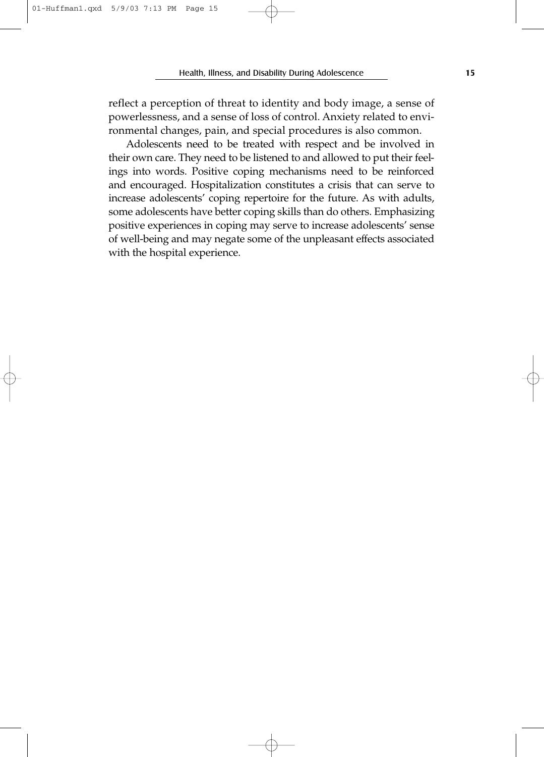reflect a perception of threat to identity and body image, a sense of powerlessness, and a sense of loss of control. Anxiety related to environmental changes, pain, and special procedures is also common.

Adolescents need to be treated with respect and be involved in their own care. They need to be listened to and allowed to put their feelings into words. Positive coping mechanisms need to be reinforced and encouraged. Hospitalization constitutes a crisis that can serve to increase adolescents' coping repertoire for the future. As with adults, some adolescents have better coping skills than do others. Emphasizing positive experiences in coping may serve to increase adolescents' sense of well-being and may negate some of the unpleasant effects associated with the hospital experience.